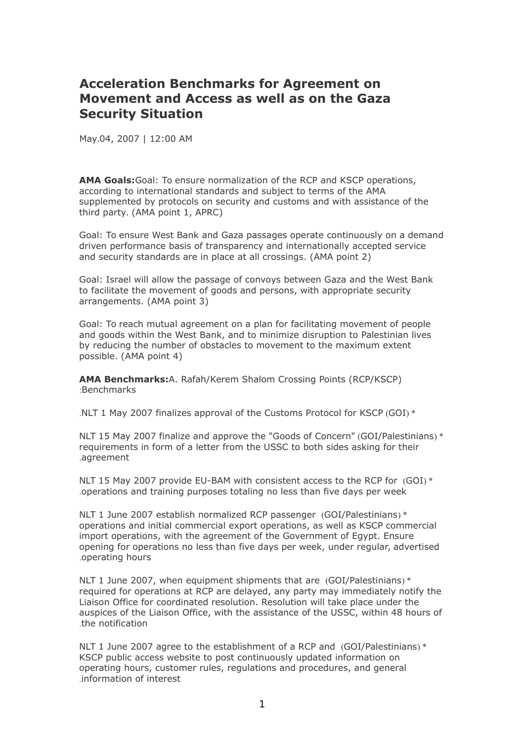# Acceleration Benchmarks for Agreement on Movement and Access as well as on the Gaza Security Situation

May.04, 2007 | 12:00 AM

**AMA Goals:** Goal: To ensure normalization of the RCP and KSCP operations, according to international standards and subject to terms of the AMA supplemented by protocols on security and customs and with assistance of the third party. (AMA point 1, APRC)

Goal: To ensure West Bank and Gaza passages operate continuously on a demand driven performance basis of transparency and internationally accepted service and security standards are in place at all crossings. (AMA point 2)

Goal: Israel will allow the passage of convoys between Gaza and the West Bank to facilitate the movement of goods and persons, with appropriate security arrangements. (AMA point 3)

Goal: To reach mutual agreement on a plan for facilitating movement of people and goods within the West Bank, and to minimize disruption to Palestinian lives by reducing the number of obstacles to movement to the maximum extent possible. (AMA point 4)

**AMA Benchmarks:** A. Rafah/Kerem Shalom Crossing Points (RCP/KSCP) :Benchmarks

* (GOI) NLT 1 May 2007 finalizes approval of the Customs Protocol for KSCP.

* (GOI/Palestinians) NLT 15 May 2007 finalize and approve the "Goods of Concern" requirements in form of a letter from the USSC to both sides asking for their agreement.

* (GOI) NLT 15 May 2007 provide EU-BAM with consistent access to the RCP for operations and training purposes totaling no less than five days per week.

* (GOI/Palestinians) NLT 1 June 2007 establish normalized RCP passenger operations and initial commercial export operations, as well as KSCP commercial import operations, with the agreement of the Government of Egypt. Ensure opening for operations no less than five days per week, under regular, advertised operating hours.

* (GOI/Palestinians) NLT 1 June 2007, when equipment shipments that are required for operations at RCP are delayed, any party may immediately notify the Liaison Office for coordinated resolution. Resolution will take place under the auspices of the Liaison Office, with the assistance of the USSC, within 48 hours of the notification.

* (GOI/Palestinians) NLT 1 June 2007 agree to the establishment of a RCP and KSCP public access website to post continuously updated information on operating hours, customer rules, regulations and procedures, and general information of interest.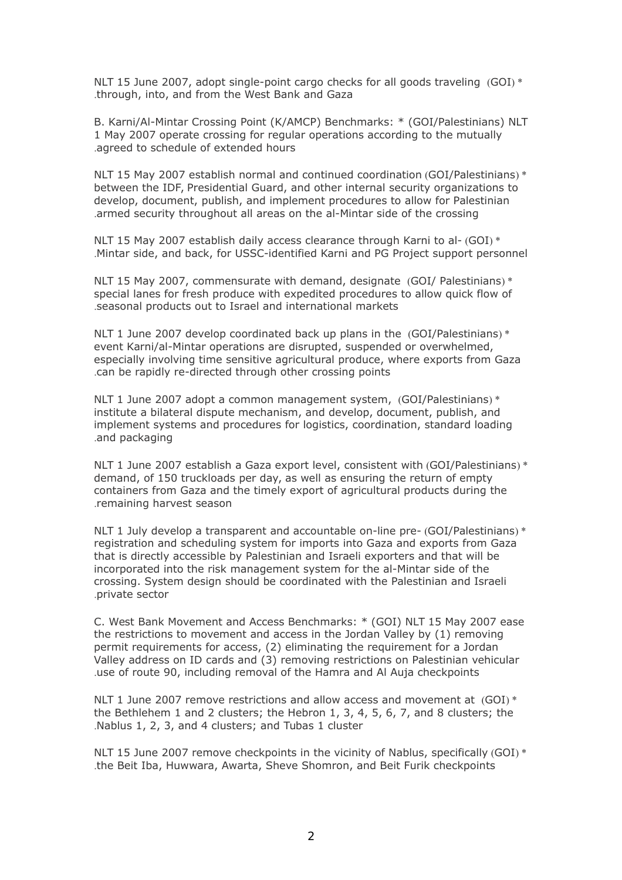* (GOI) NLT 15 June 2007, adopt single-point cargo checks for all goods traveling through, into, and from the West Bank and Gaza.

B. Karni/Al-Mintar Crossing Point (K/AMCP) Benchmarks:

* (GOI/Palestinians) NLT 1 May 2007 operate crossing for regular operations according to the mutually agreed to schedule of extended hours.

* (GOI/Palestinians) NLT 15 May 2007 establish normal and continued coordination between the IDF, Presidential Guard, and other internal security organizations to develop, document, publish, and implement procedures to allow for Palestinian armed security throughout all areas on the al-Mintar side of the crossing.

* (GOI) NLT 15 May 2007 establish daily access clearance through Karni to al-Mintar side, and back, for USSC-identified Karni and PG Project support personnel.

* (GOI/ Palestinians) NLT 15 May 2007, commensurate with demand, designate special lanes for fresh produce with expedited procedures to allow quick flow of seasonal products out to Israel and international markets.

* (GOI/Palestinians) NLT 1 June 2007 develop coordinated back up plans in the event Karni/al-Mintar operations are disrupted, suspended or overwhelmed, especially involving time sensitive agricultural produce, where exports from Gaza can be rapidly re-directed through other crossing points.

* (GOI/Palestinians) NLT 1 June 2007 adopt a common management system, institute a bilateral dispute mechanism, and develop, document, publish, and implement systems and procedures for logistics, coordination, standard loading and packaging.

* (GOI/Palestinians) NLT 1 June 2007 establish a Gaza export level, consistent with demand, of 150 truckloads per day, as well as ensuring the return of empty containers from Gaza and the timely export of agricultural products during the remaining harvest season.

* (GOI/Palestinians) NLT 1 July develop a transparent and accountable on-line pre-registration and scheduling system for imports into Gaza and exports from Gaza that is directly accessible by Palestinian and Israeli exporters and that will be incorporated into the risk management system for the al-Mintar side of the crossing. System design should be coordinated with the Palestinian and Israeli private sector.

C. West Bank Movement and Access Benchmarks:

* (GOI) NLT 15 May 2007 ease the restrictions to movement and access in the Jordan Valley by (1) removing permit requirements for access, (2) eliminating the requirement for a Jordan Valley address on ID cards and (3) removing restrictions on Palestinian vehicular use of route 90, including removal of the Hamra and Al Auja checkpoints.

* (GOI) NLT 1 June 2007 remove restrictions and allow access and movement at the Bethlehem 1 and 2 clusters; the Hebron 1, 3, 4, 5, 6, 7, and 8 clusters; the Nablus 1, 2, 3, and 4 clusters; and Tubas 1 cluster.

* (GOI) NLT 15 June 2007 remove checkpoints in the vicinity of Nablus, specifically the Beit Iba, Huwwara, Awarta, Sheve Shomron, and Beit Furik checkpoints.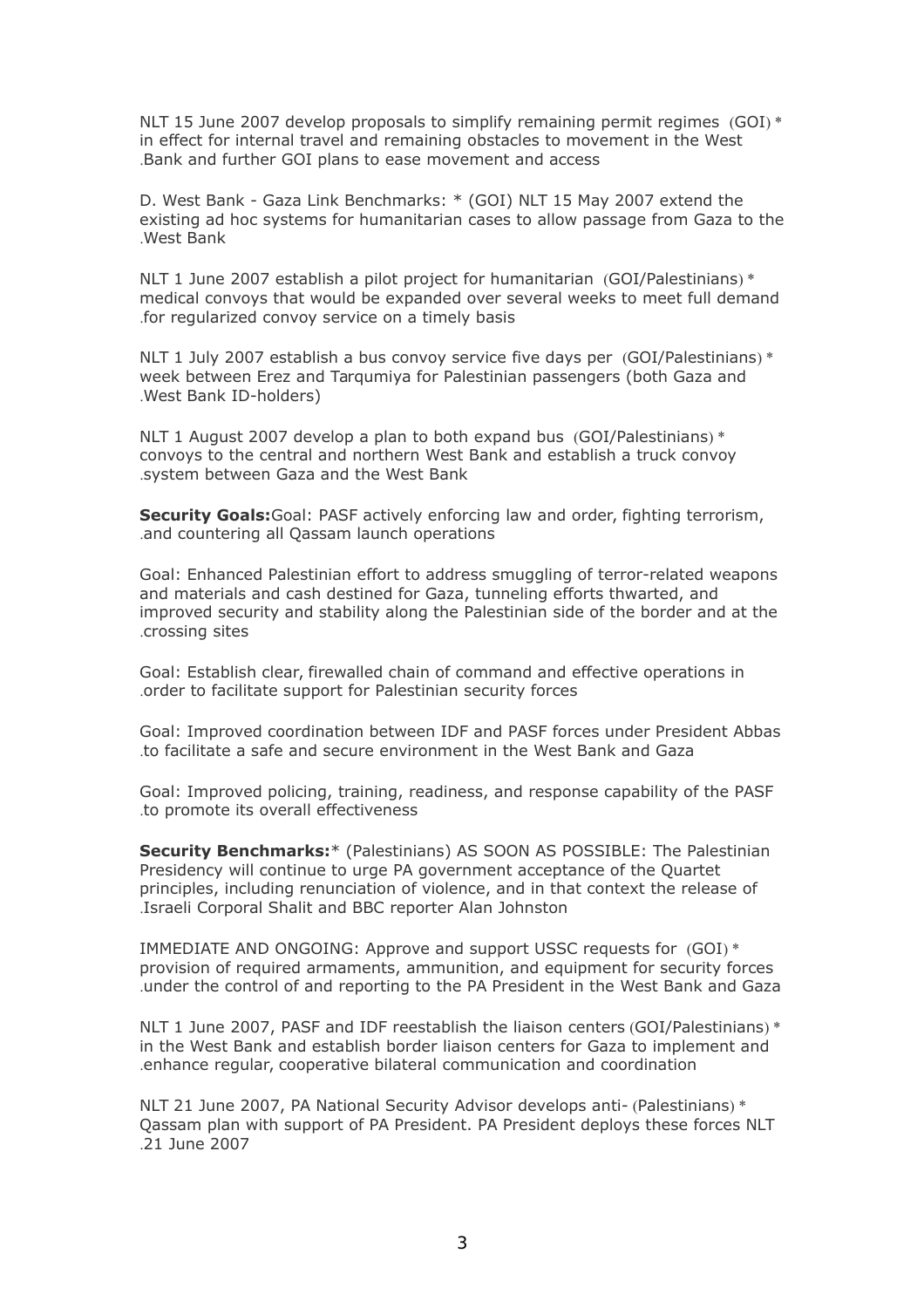NLT 15 June 2007 develop proposals to simplify remaining permit regimes (GOI) * in effect for internal travel and remaining obstacles to movement in the West Bank and further GOI plans to ease movement and access.

D. West Bank - Gaza Link Benchmarks: * (GOI) NLT 15 May 2007 extend the existing ad hoc systems for humanitarian cases to allow passage from Gaza to the West Bank.

NLT 1 June 2007 establish a pilot project for humanitarian (GOI/Palestinians) * medical convoys that would be expanded over several weeks to meet full demand for regularized convoy service on a timely basis.

NLT 1 July 2007 establish a bus convoy service five days per (GOI/Palestinians) * week between Erez and Tarqumiya for Palestinian passengers (both Gaza and West Bank ID-holders).

NLT 1 August 2007 develop a plan to both expand bus (GOI/Palestinians) * convoys to the central and northern West Bank and establish a truck convoy system between Gaza and the West Bank.

**Security Goals:** Goal: PASF actively enforcing law and order, fighting terrorism, and countering all Qassam launch operations.

Goal: Enhanced Palestinian effort to address smuggling of terror-related weapons and materials and cash destined for Gaza, tunneling efforts thwarted, and improved security and stability along the Palestinian side of the border and at the crossing sites.

Goal: Establish clear, firewalled chain of command and effective operations in order to facilitate support for Palestinian security forces.

Goal: Improved coordination between IDF and PASF forces under President Abbas to facilitate a safe and secure environment in the West Bank and Gaza.

Goal: Improved policing, training, readiness, and response capability of the PASF to promote its overall effectiveness.

**Security Benchmarks:** * (Palestinians) AS SOON AS POSSIBLE: The Palestinian Presidency will continue to urge PA government acceptance of the Quartet principles, including renunciation of violence, and in that context the release of Israeli Corporal Shalit and BBC reporter Alan Johnston.

IMMEDIATE AND ONGOING: Approve and support USSC requests for (GOI) * provision of required armaments, ammunition, and equipment for security forces under the control of and reporting to the PA President in the West Bank and Gaza.

NLT 1 June 2007, PASF and IDF reestablish the liaison centers (GOI/Palestinians) * in the West Bank and establish border liaison centers for Gaza to implement and enhance regular, cooperative bilateral communication and coordination.

NLT 21 June 2007, PA National Security Advisor develops anti- (Palestinians) * Qassam plan with support of PA President. PA President deploys these forces NLT 21 June 2007.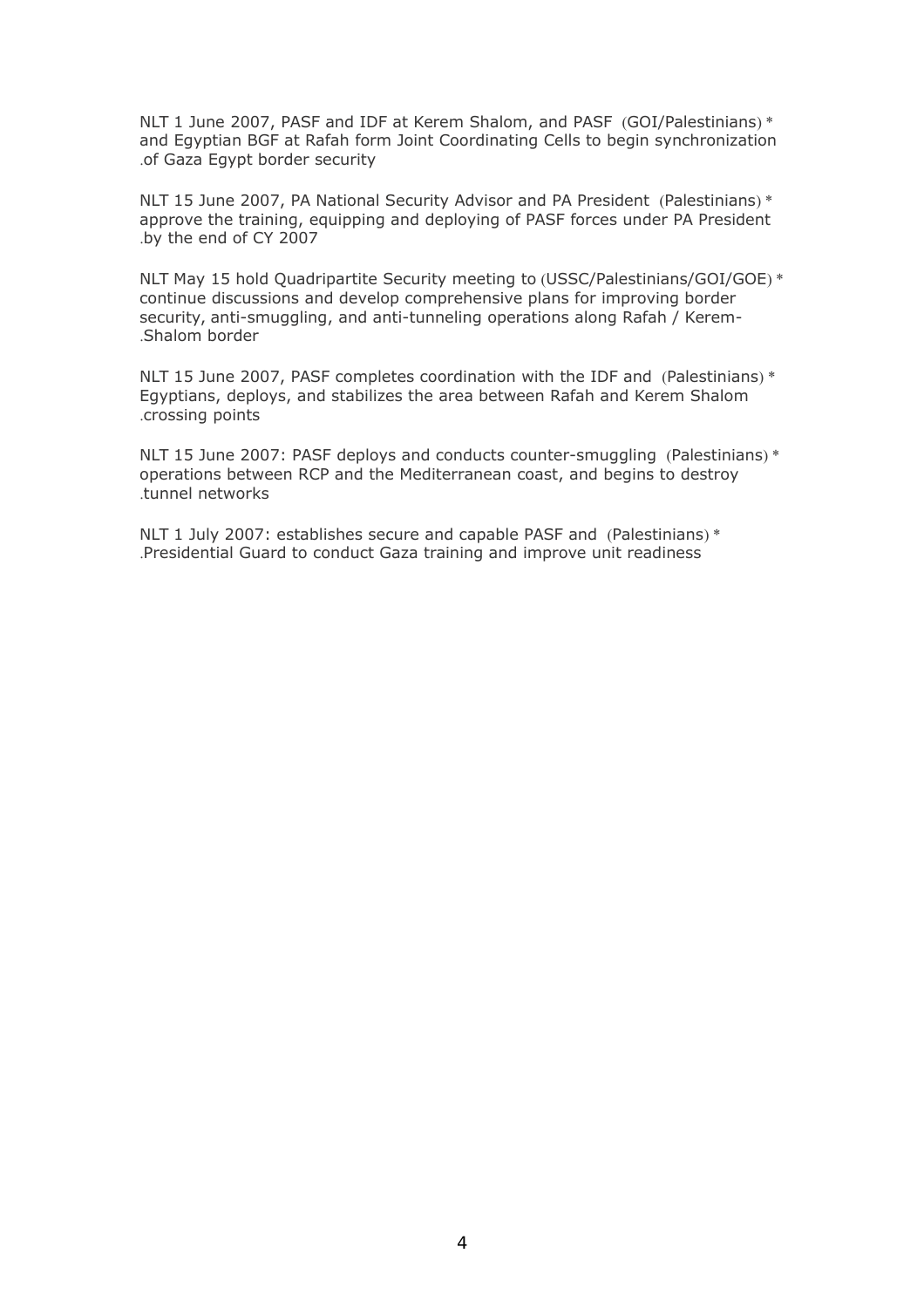NLT 1 June 2007, PASF and IDF at Kerem Shalom, and PASF (GOI/Palestinians) * and Egyptian BGF at Rafah form Joint Coordinating Cells to begin synchronization .of Gaza Egypt border security

NLT 15 June 2007, PA National Security Advisor and PA President (Palestinians) * approve the training, equipping and deploying of PASF forces under PA President .by the end of CY 2007

NLT May 15 hold Quadripartite Security meeting to (USSC/Palestinians/GOI/GOE) * continue discussions and develop comprehensive plans for improving border security, anti-smuggling, and anti-tunneling operations along Rafah / Kerem-.Shalom border

NLT 15 June 2007, PASF completes coordination with the IDF and (Palestinians) * Egyptians, deploys, and stabilizes the area between Rafah and Kerem Shalom .crossing points

NLT 15 June 2007: PASF deploys and conducts counter-smuggling (Palestinians) * operations between RCP and the Mediterranean coast, and begins to destroy .tunnel networks

NLT 1 July 2007: establishes secure and capable PASF and (Palestinians) * .Presidential Guard to conduct Gaza training and improve unit readiness